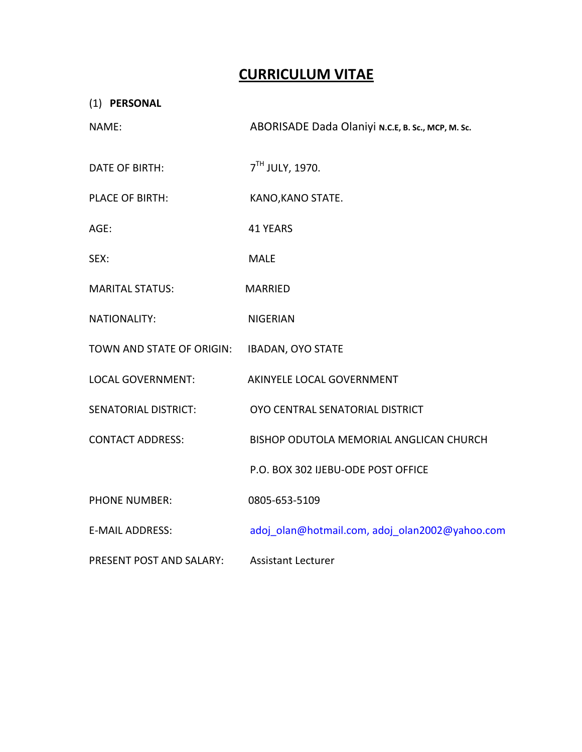# CURRICULUM VITAE

(1) **PERSONAL**

| | |
|---|---|
| NAME: | ABORISADE Dada Olaniyi **N.C.E, B. Sc., MCP, M. Sc.** |
| DATE OF BIRTH: | 7TH JULY, 1970. |
| PLACE OF BIRTH: | KANO,KANO STATE. |
| AGE: | 41 YEARS |
| SEX: | MALE |
| MARITAL STATUS: | MARRIED |
| NATIONALITY: | NIGERIAN |
| TOWN AND STATE OF ORIGIN: | IBADAN, OYO STATE |
| LOCAL GOVERNMENT: | AKINYELE LOCAL GOVERNMENT |
| SENATORIAL DISTRICT: | OYO CENTRAL SENATORIAL DISTRICT |
| CONTACT ADDRESS: | BISHOP ODUTOLA MEMORIAL ANGLICAN CHURCH |
| | P.O. BOX 302 IJEBU-ODE POST OFFICE |
| PHONE NUMBER: | 0805-653-5109 |
| E-MAIL ADDRESS: | adoj_olan@hotmail.com, adoj_olan2002@yahoo.com |
| PRESENT POST AND SALARY: | Assistant Lecturer |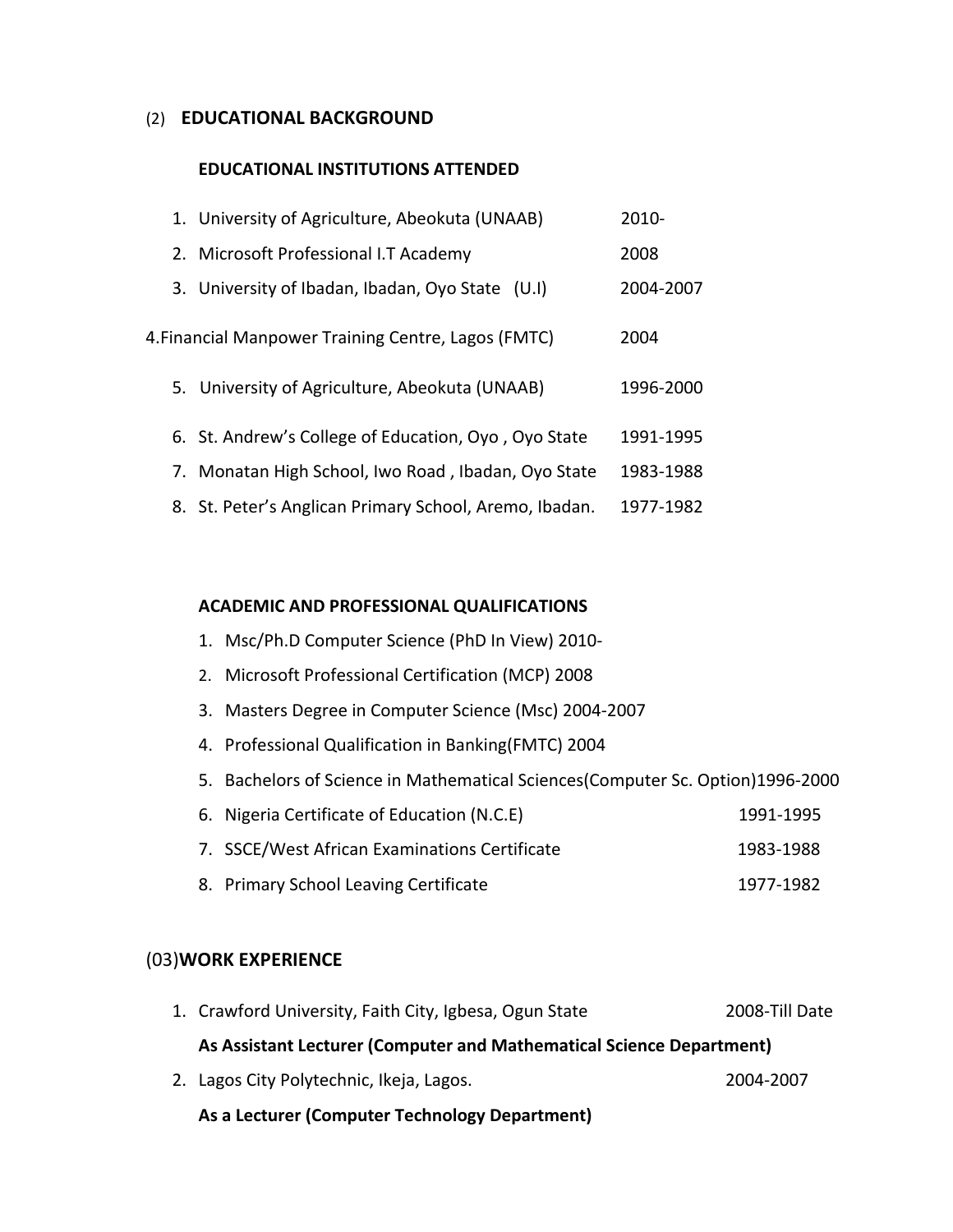## (2) EDUCATIONAL BACKGROUND

### EDUCATIONAL INSTITUTIONS ATTENDED

| | |
|---|---|
| 1. University of Agriculture, Abeokuta (UNAAB) | 2010- |
| 2. Microsoft Professional I.T Academy | 2008 |
| 3. University of Ibadan, Ibadan, Oyo State (U.I) | 2004-2007 |
| 4. Financial Manpower Training Centre, Lagos (FMTC) | 2004 |
| 5. University of Agriculture, Abeokuta (UNAAB) | 1996-2000 |
| 6. St. Andrew's College of Education, Oyo , Oyo State | 1991-1995 |
| 7. Monatan High School, Iwo Road , Ibadan, Oyo State | 1983-1988 |
| 8. St. Peter's Anglican Primary School, Aremo, Ibadan. | 1977-1982 |

### ACADEMIC AND PROFESSIONAL QUALIFICATIONS

1. Msc/Ph.D Computer Science (PhD In View) 2010-
2. Microsoft Professional Certification (MCP) 2008
3. Masters Degree in Computer Science (Msc) 2004-2007
4. Professional Qualification in Banking(FMTC) 2004
5. Bachelors of Science in Mathematical Sciences(Computer Sc. Option)1996-2000
6. Nigeria Certificate of Education (N.C.E) 1991-1995
7. SSCE/West African Examinations Certificate 1983-1988
8. Primary School Leaving Certificate 1977-1982

## (03)WORK EXPERIENCE

1. Crawford University, Faith City, Igbesa, Ogun State 2008-Till Date

   **As Assistant Lecturer (Computer and Mathematical Science Department)**

2. Lagos City Polytechnic, Ikeja, Lagos. 2004-2007

   **As a Lecturer (Computer Technology Department)**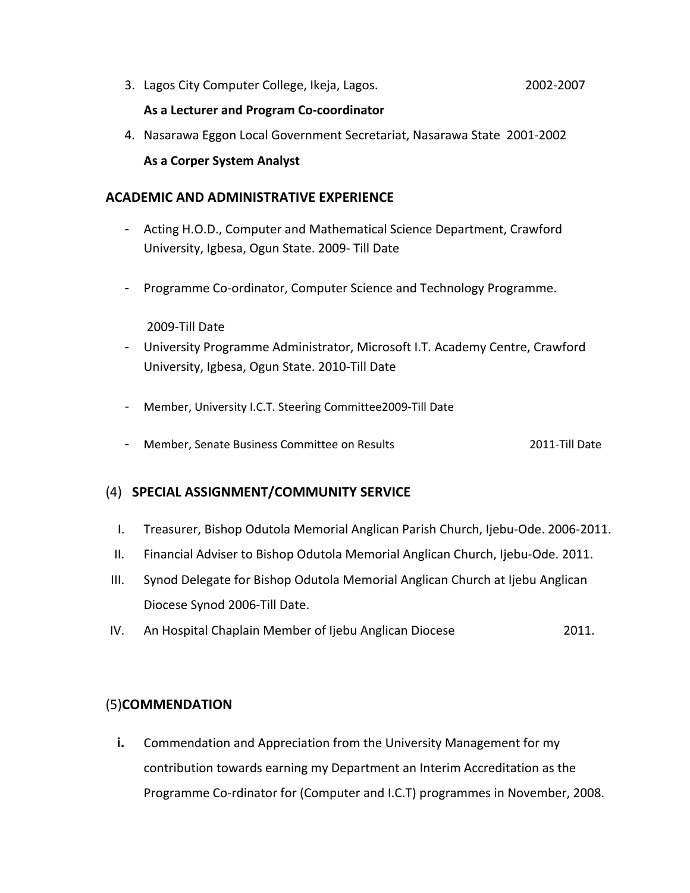3. Lagos City Computer College, Ikeja, Lagos. 2002-2007

   **As a Lecturer and Program Co-coordinator**

4. Nasarawa Eggon Local Government Secretariat, Nasarawa State 2001-2002

   **As a Corper System Analyst**

## ACADEMIC AND ADMINISTRATIVE EXPERIENCE

- Acting H.O.D., Computer and Mathematical Science Department, Crawford University, Igbesa, Ogun State. 2009- Till Date

- Programme Co-ordinator, Computer Science and Technology Programme.

  2009-Till Date
- University Programme Administrator, Microsoft I.T. Academy Centre, Crawford University, Igbesa, Ogun State. 2010-Till Date

- Member, University I.C.T. Steering Committee2009-Till Date

- Member, Senate Business Committee on Results 2011-Till Date

## (4) SPECIAL ASSIGNMENT/COMMUNITY SERVICE

I. Treasurer, Bishop Odutola Memorial Anglican Parish Church, Ijebu-Ode. 2006-2011.

II. Financial Adviser to Bishop Odutola Memorial Anglican Church, Ijebu-Ode. 2011.

III. Synod Delegate for Bishop Odutola Memorial Anglican Church at Ijebu Anglican Diocese Synod 2006-Till Date.

IV. An Hospital Chaplain Member of Ijebu Anglican Diocese 2011.

## (5)COMMENDATION

**i.** Commendation and Appreciation from the University Management for my contribution towards earning my Department an Interim Accreditation as the Programme Co-rdinator for (Computer and I.C.T) programmes in November, 2008.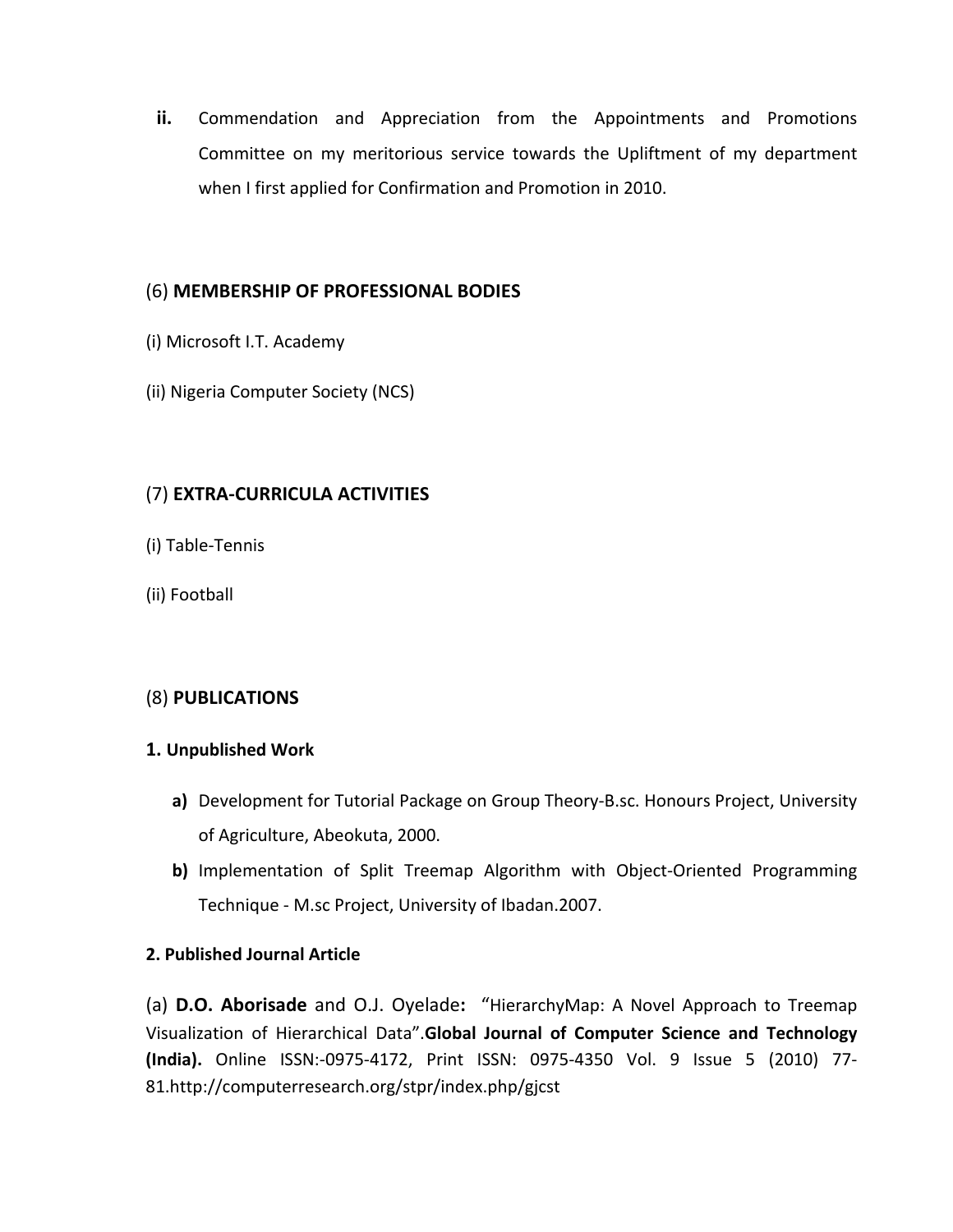ii. Commendation and Appreciation from the Appointments and Promotions Committee on my meritorious service towards the Upliftment of my department when I first applied for Confirmation and Promotion in 2010.

## (6) **MEMBERSHIP OF PROFESSIONAL BODIES**

(i) Microsoft I.T. Academy

(ii) Nigeria Computer Society (NCS)

## (7) **EXTRA-CURRICULA ACTIVITIES**

(i) Table-Tennis

(ii) Football

## (8) **PUBLICATIONS**

### 1. Unpublished Work

**a)** Development for Tutorial Package on Group Theory-B.sc. Honours Project, University of Agriculture, Abeokuta, 2000.

**b)** Implementation of Split Treemap Algorithm with Object-Oriented Programming Technique - M.sc Project, University of Ibadan.2007.

### 2. Published Journal Article

(a) **D.O. Aborisade** and O.J. Oyelade**:** "HierarchyMap: A Novel Approach to Treemap Visualization of Hierarchical Data".**Global Journal of Computer Science and Technology (India).** Online ISSN:-0975-4172, Print ISSN: 0975-4350 Vol. 9 Issue 5 (2010) 77-81.http://computerresearch.org/stpr/index.php/gjcst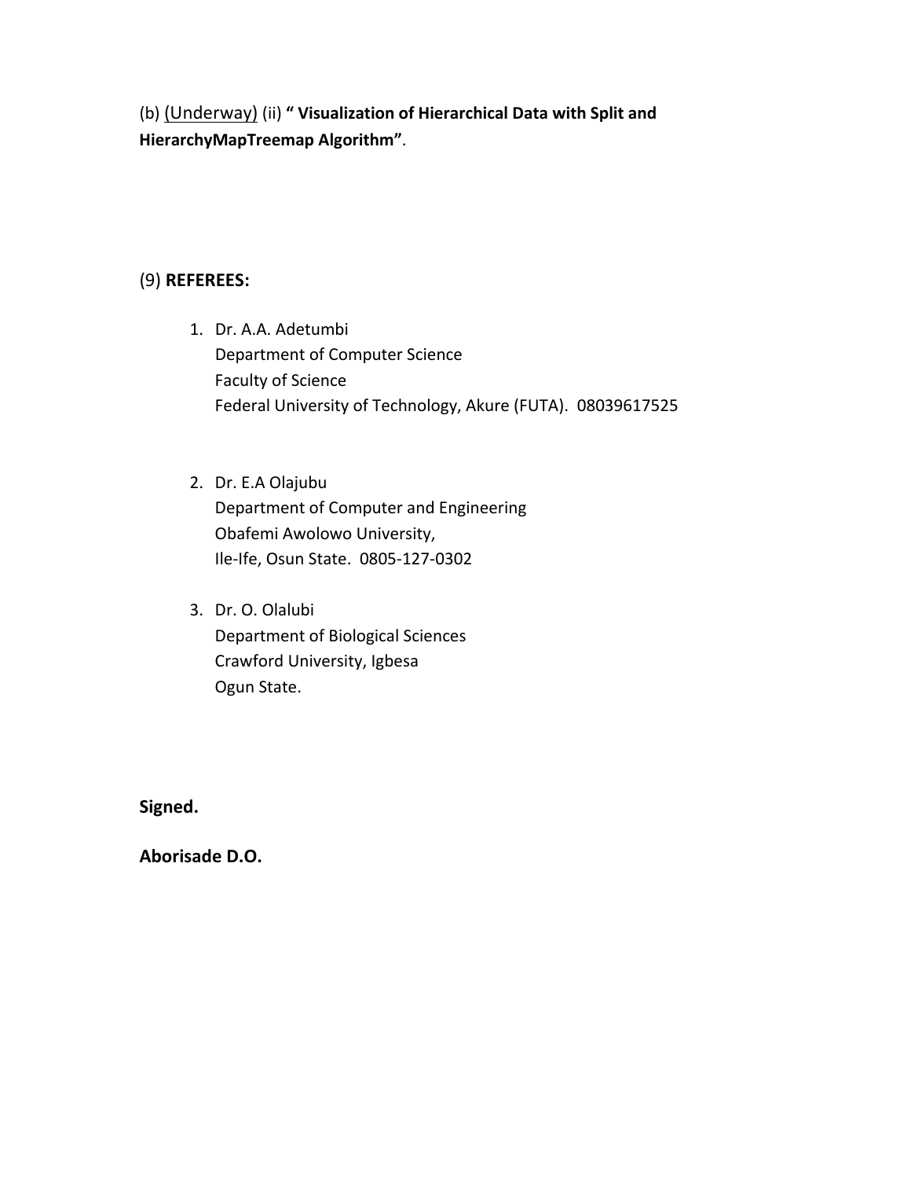(b) <u>(Underway)</u> (ii) **" Visualization of Hierarchical Data with Split and HierarchyMapTreemap Algorithm"**.

(9) **REFEREES:**

1. Dr. A.A. Adetumbi
   Department of Computer Science
   Faculty of Science
   Federal University of Technology, Akure (FUTA). 08039617525

2. Dr. E.A Olajubu
   Department of Computer and Engineering
   Obafemi Awolowo University,
   Ile-Ife, Osun State. 0805-127-0302

3. Dr. O. Olalubi
   Department of Biological Sciences
   Crawford University, Igbesa
   Ogun State.

**Signed.**

**Aborisade D.O.**